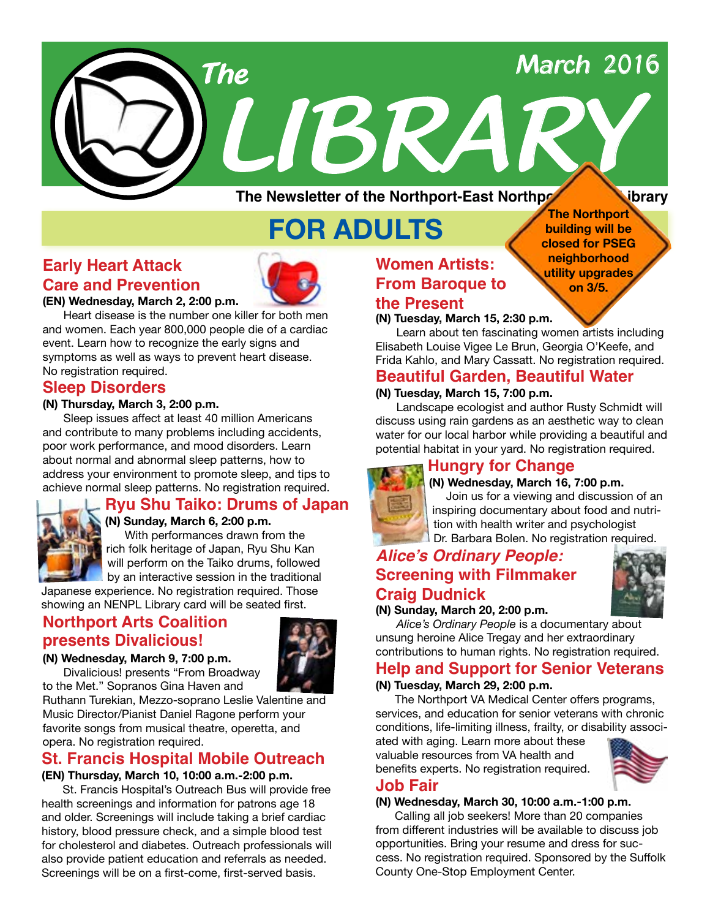# The LIBRARY

March 2016

The Newsletter of the Northport-East Northport Public Library

## FOR ADULTS

**The Northport building will be closed for PSEG neighborhood utility upgrades on 3/5.**

### Early Heart Attack Care and Prevention

**(EN) Wednesday, March 2, 2:00 p.m.**

Heart disease is the number one killer for both men and women. Each year 800,000 people die of a cardiac event. Learn how to recognize the early signs and symptoms as well as ways to prevent heart disease. No registration required.

### Sleep Disorders

**(N) Thursday, March 3, 2:00 p.m.**

Sleep issues affect at least 40 million Americans and contribute to many problems including accidents, poor work performance, and mood disorders. Learn about normal and abnormal sleep patterns, how to address your environment to promote sleep, and tips to achieve normal sleep patterns. No registration required.

### Ryu Shu Taiko: Drums of Japan

**(N) Sunday, March 6, 2:00 p.m.**

With performances drawn from the rich folk heritage of Japan, Ryu Shu Kan will perform on the Taiko drums, followed by an interactive session in the traditional Japanese experience. No registration required. Those showing an NENPL Library card will be seated first.

### Northport Arts Coalition presents Divalicious!

**(N) Wednesday, March 9, 7:00 p.m.**

Divalicious! presents "From Broadway to the Met." Sopranos Gina Haven and Ruthann Turekian, Mezzo-soprano Leslie Valentine and Music Director/Pianist Daniel Ragone perform your favorite songs from musical theatre, operetta, and opera. No registration required.

### St. Francis Hospital Mobile Outreach

**(EN) Thursday, March 10, 10:00 a.m.-2:00 p.m.**

St. Francis Hospital's Outreach Bus will provide free health screenings and information for patrons age 18 and older. Screenings will include taking a brief cardiac history, blood pressure check, and a simple blood test for cholesterol and diabetes. Outreach professionals will also provide patient education and referrals as needed. Screenings will be on a first-come, first-served basis.

### Women Artists: From Baroque to the Present

**(N) Tuesday, March 15, 2:30 p.m.**

Learn about ten fascinating women artists including Elisabeth Louise Vigee Le Brun, Georgia O'Keefe, and Frida Kahlo, and Mary Cassatt. No registration required.

### Beautiful Garden, Beautiful Water

**(N) Tuesday, March 15, 7:00 p.m.**

Landscape ecologist and author Rusty Schmidt will discuss using rain gardens as an aesthetic way to clean water for our local harbor while providing a beautiful and potential habitat in your yard. No registration required.

### Hungry for Change

**(N) Wednesday, March 16, 7:00 p.m.**

Join us for a viewing and discussion of an inspiring documentary about food and nutrition with health writer and psychologist Dr. Barbara Bolen. No registration required.

### *Alice's Ordinary People:* Screening with Filmmaker Craig Dudnick

**(N) Sunday, March 20, 2:00 p.m.**

*Alice's Ordinary People* is a documentary about unsung heroine Alice Tregay and her extraordinary contributions to human rights. No registration required.

### Help and Support for Senior Veterans

**(N) Tuesday, March 29, 2:00 p.m.**

The Northport VA Medical Center offers programs, services, and education for senior veterans with chronic conditions, life-limiting illness, frailty, or disability associated with aging. Learn more about these valuable resources from VA health and benefits experts. No registration required.

### Job Fair

**(N) Wednesday, March 30, 10:00 a.m.-1:00 p.m.**

Calling all job seekers! More than 20 companies from different industries will be available to discuss job opportunities. Bring your resume and dress for success. No registration required. Sponsored by the Suffolk County One-Stop Employment Center.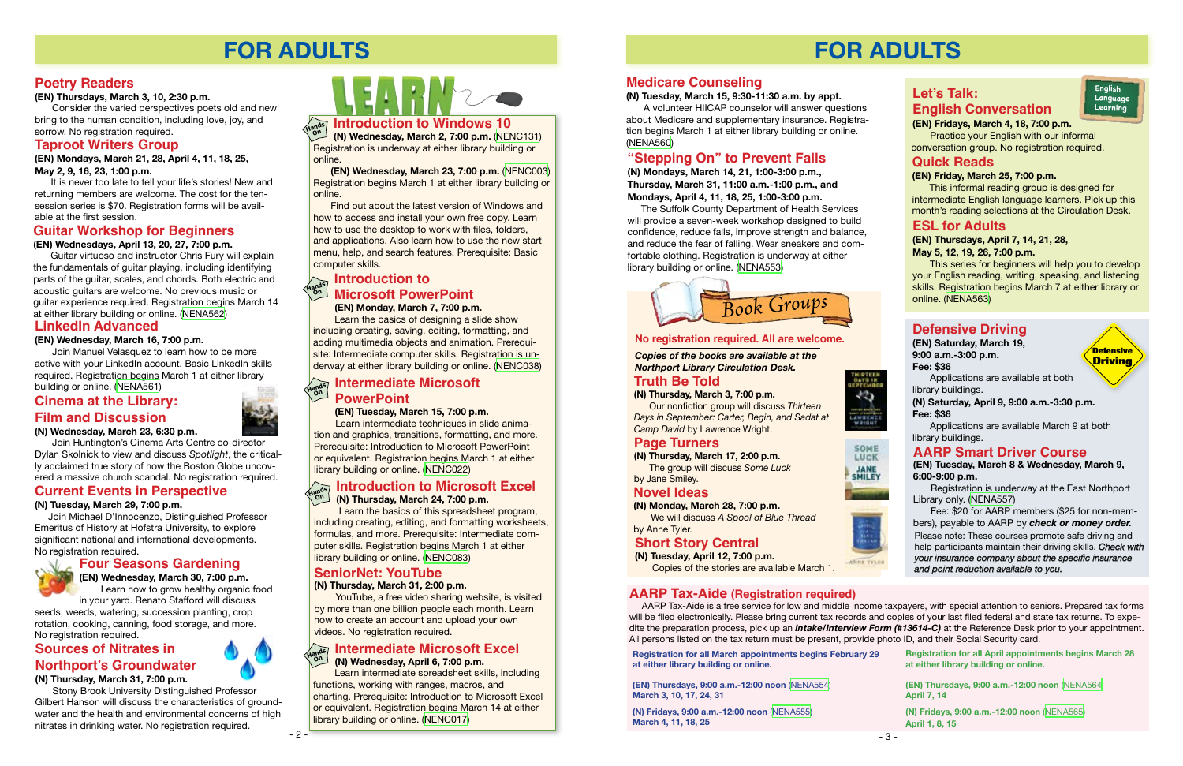# FOR ADULTS

## Poetry Readers

**(EN) Thursdays, March 3, 10, 2:30 p.m.**

Consider the varied perspectives poets old and new bring to the human condition, including love, joy, and sorrow. No registration required.

## Taproot Writers Group

**(EN) Mondays, March 21, 28, April 4, 11, 18, 25, May 2, 9, 16, 23, 1:00 p.m.**

It is never too late to tell your life's stories! New and returning members are welcome. The cost for the ten-session series is $70. Registration forms will be available at the first session.

## Guitar Workshop for Beginners

**(EN) Wednesdays, April 13, 20, 27, 7:00 p.m.**

Guitar virtuoso and instructor Chris Fury will explain the fundamentals of guitar playing, including identifying parts of the guitar, scales, and chords. Both electric and acoustic guitars are welcome. No previous music or guitar experience required. Registration begins March 14 at either library building or online. (NENA562)

## LinkedIn Advanced

**(EN) Wednesday, March 16, 7:00 p.m.**

Join Manuel Velasquez to learn how to be more active with your LinkedIn account. Basic LinkedIn skills required. Registration begins March 1 at either library building or online. (NENA561)

## Cinema at the Library: Film and Discussion

**(N) Wednesday, March 23, 6:30 p.m.**

Join Huntington's Cinema Arts Centre co-director Dylan Skolnick to view and discuss *Spotlight*, the critically acclaimed true story of how the Boston Globe uncovered a massive church scandal. No registration required.

## Current Events in Perspective

**(N) Tuesday, March 29, 7:00 p.m.**

Join Michael D'Innocenzo, Distinguished Professor Emeritus of History at Hofstra University, to explore significant national and international developments. No registration required.

## Four Seasons Gardening

**(EN) Wednesday, March 30, 7:00 p.m.**

Learn how to grow healthy organic food in your yard. Renato Stafford will discuss seeds, weeds, watering, succession planting, crop rotation, cooking, canning, food storage, and more. No registration required.

## Sources of Nitrates in Northport's Groundwater

**(N) Thursday, March 31, 7:00 p.m.**

Stony Brook University Distinguished Professor Gilbert Hanson will discuss the characteristics of groundwater and the health and environmental concerns of high nitrates in drinking water. No registration required.

# LEARN

## Introduction to Windows 10

*Hands On*

**(N) Wednesday, March 2, 7:00 p.m.** (NENC131)
Registration is underway at either library building or online.

**(EN) Wednesday, March 23, 7:00 p.m.** (NENC003)
Registration begins March 1 at either library building or online.

Find out about the latest version of Windows and how to access and install your own free copy. Learn how to use the desktop to work with files, folders, and applications. Also learn how to use the new start menu, help, and search features. Prerequisite: Basic computer skills.

## Introduction to Microsoft PowerPoint

*Hands On*

**(EN) Monday, March 7, 7:00 p.m.**

Learn the basics of designing a slide show including creating, saving, editing, formatting, and adding multimedia objects and animation. Prerequisite: Intermediate computer skills. Registration is underway at either library building or online. (NENC038)

## Intermediate Microsoft PowerPoint

*Hands On*

**(EN) Tuesday, March 15, 7:00 p.m.**

Learn intermediate techniques in slide animation and graphics, transitions, formatting, and more. Prerequisite: Introduction to Microsoft PowerPoint or equivalent. Registration begins March 1 at either library building or online. (NENC022)

## Introduction to Microsoft Excel

*Hands On*

**(N) Thursday, March 24, 7:00 p.m.**

Learn the basics of this spreadsheet program, including creating, editing, and formatting worksheets, formulas, and more. Prerequisite: Intermediate computer skills. Registration begins March 1 at either library building or online. (NENC083)

## SeniorNet: YouTube

**(N) Thursday, March 31, 2:00 p.m.**

YouTube, a free video sharing website, is visited by more than one billion people each month. Learn how to create an account and upload your own videos. No registration required.

## Intermediate Microsoft Excel

*Hands On*

**(N) Wednesday, April 6, 7:00 p.m.**

Learn intermediate spreadsheet skills, including functions, working with ranges, macros, and charting. Prerequisite: Introduction to Microsoft Excel or equivalent. Registration begins March 14 at either library building or online. (NENC017)

# FOR ADULTS

## Medicare Counseling

**(N) Tuesday, March 15, 9:30-11:30 a.m. by appt.**

A volunteer HIICAP counselor will answer questions about Medicare and supplementary insurance. Registration begins March 1 at either library building or online. (NENA560)

## "Stepping On" to Prevent Falls

**(N) Mondays, March 14, 21, 1:00-3:00 p.m., Thursday, March 31, 11:00 a.m.-1:00 p.m., and Mondays, April 4, 11, 18, 25, 1:00-3:00 p.m.**

The Suffolk County Department of Health Services will provide a seven-week workshop designed to build confidence, reduce falls, improve strength and balance, and reduce the fear of falling. Wear sneakers and comfortable clothing. Registration is underway at either library building or online. (NENA553)

## Book Groups

**No registration required. All are welcome.**

***Copies of the books are available at the Northport Library Circulation Desk.***

### Truth Be Told

**(N) Thursday, March 3, 7:00 p.m.**

Our nonfiction group will discuss *Thirteen Days in September: Carter, Begin, and Sadat at Camp David* by Lawrence Wright.

### Page Turners

**(N) Thursday, March 17, 2:00 p.m.**

The group will discuss *Some Luck* by Jane Smiley.

### Novel Ideas

**(N) Monday, March 28, 7:00 p.m.**

We will discuss *A Spool of Blue Thread* by Anne Tyler.

### Short Story Central

**(N) Tuesday, April 12, 7:00 p.m.**

Copies of the stories are available March 1.

## Let's Talk: English Conversation

**(EN) Fridays, March 4, 18, 7:00 p.m.**

Practice your English with our informal conversation group. No registration required.

## Quick Reads

**(EN) Friday, March 25, 7:00 p.m.**

This informal reading group is designed for intermediate English language learners. Pick up this month's reading selections at the Circulation Desk.

## ESL for Adults

**(EN) Thursdays, April 7, 14, 21, 28, May 5, 12, 19, 26, 7:00 p.m.**

This series for beginners will help you to develop your English reading, writing, speaking, and listening skills. Registration begins March 7 at either library or online. (NENA563)

## Defensive Driving

**(EN) Saturday, March 19, 9:00 a.m.-3:00 p.m.**
**Fee: $36**

Applications are available at both library buildings.

**(N) Saturday, April 9, 9:00 a.m.-3:30 p.m.**
**Fee: $36**

Applications are available March 9 at both library buildings.

## AARP Smart Driver Course

**(EN) Tuesday, March 8 & Wednesday, March 9, 6:00-9:00 p.m.**

Registration is underway at the East Northport Library only. (NENA557)

Fee: $20 for AARP members ($25 for non-members), payable to AARP by ***check or money order.***

Please note: These courses promote safe driving and help participants maintain their driving skills. *Check with your insurance company about the specific insurance and point reduction available to you.*

## AARP Tax-Aide (Registration required)

AARP Tax-Aide is a free service for low and middle income taxpayers, with special attention to seniors. Prepared tax forms will be filed electronically. Please bring current tax records and copies of your last filed federal and state tax returns. To expedite the preparation process, pick up an ***Intake/Interview Form (#13614-C)*** at the Reference Desk prior to your appointment. All persons listed on the tax return must be present, provide photo ID, and their Social Security card.

**Registration for all March appointments begins February 29 at either library building or online.**

**(EN) Thursdays, 9:00 a.m.-12:00 noon** (NENA554)
**March 3, 10, 17, 24, 31**

**(N) Fridays, 9:00 a.m.-12:00 noon** (NENA555)
**March 4, 11, 18, 25**

**Registration for all April appointments begins March 28 at either library building or online.**

**(EN) Thursdays, 9:00 a.m.-12:00 noon** (NENA564)
**April 7, 14**

**(N) Fridays, 9:00 a.m.-12:00 noon** (NENA565)
**April 1, 8, 15**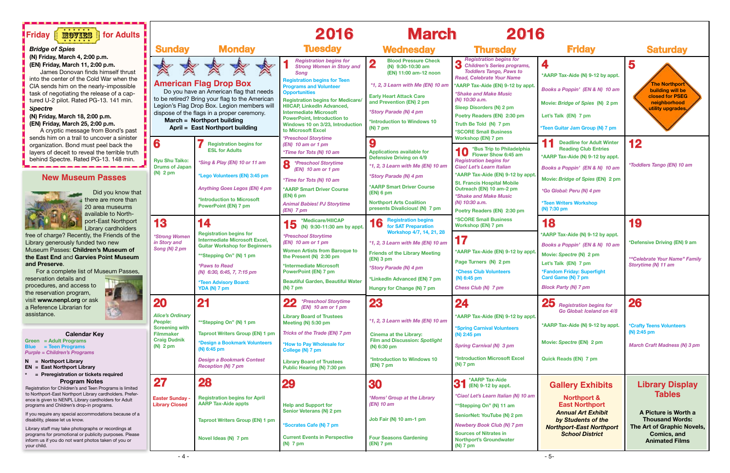## Friday MOVIES for Adults

***Bridge of Spies***
**(N) Friday, March 4, 2:00 p.m.**
**(EN) Friday, March 11, 2:00 p.m.**
James Donovan finds himself thrust into the center of the Cold War when the CIA sends him on the nearly-impossible task of negotiating the release of a captured U-2 pilot. Rated PG-13. 141 min.

***Spectre***
**(N) Friday, March 18, 2:00 p.m.**
**(EN) Friday, March 25, 2:00 p.m.**
A cryptic message from Bond's past sends him on a trail to uncover a sinister organization. Bond must peel back the layers of deceit to reveal the terrible truth behind Spectre. Rated PG-13. 148 min.

## New Museum Passes

Did you know that there are more than 20 area museums available to Northport-East Northport Library cardholders free of charge? Recently, the Friends of the Library generously funded two new Museum Passes: **Children's Museum of the East End** and **Garvies Point Museum and Preserve**.

For a complete list of Museum Passes, reservation details and procedures, and access to the reservation program, visit **www.nenpl.org** or ask a Reference Librarian for assistance.

### Calendar Key

Green = Adult Programs
Blue = Teen Programs
*Purple = Children's Programs*

**N = Northport Library**
**EN = East Northport Library**
**\* = Preregistration or tickets required**

### Program Notes

Registration for Children's and Teen Programs is limited to Northport-East Northport Library cardholders. Preference is given to NENPL Library cardholders for Adult programs and Children's drop-in programs.

If you require any special accommodations because of a disability, please let us know.

Library staff may take photographs or recordings at programs for promotional or publicity purposes. Please inform us if you do not want photos taken of you or your child.

# 2016 March 2016

| Sunday | Monday | Tuesday | Wednesday | Thursday | Friday | Saturday |
|---|---|---|---|---|---|---|
| **American Flag Drop Box** — Do you have an American flag that needs to be retired? Bring your flag to the American Legion's Flag Drop Box. Legion members will dispose of the flags in a proper ceremony. **March = Northport building; April = East Northport building** | | **1** *Registration begins for Strong Women in Story and Song*<br>Registration begins for Teen Programs and Volunteer Opportunities<br>Registration begins for Medicare/HIICAP, LinkedIn Advanced, Intermediate Microsoft PowerPoint, Introduction to Windows 10 on 3/23, Introduction to Microsoft Excel<br>*\*Preschool Storytime (EN) 10 am or 1 pm*<br>*\*Time for Tots (N) 10 am* | **2** Blood Pressure Check (N) 9:30-10:30 am (EN) 11:00 am-12 noon<br>*\*1, 2, 3 Learn with Me (EN) 10 am*<br>Early Heart Attack Care and Prevention (EN) 2 pm<br>*\*Story Parade (N) 4 pm*<br>\*Introduction to Windows 10 (N) 7 pm | **3** *Registration begins for Children's Series programs, Toddlers Tango, Paws to Read, Celebrate Your Name*<br>\*AARP Tax-Aide (EN) 9-12 by appt.<br>*\*Shake and Make Music (N) 10:30 a.m.*<br>Sleep Disorders (N) 2 pm<br>Poetry Readers (EN) 2:30 pm<br>Truth Be Told (N) 7 pm<br>\*SCORE Small Business Workshop (EN) 7 pm | **4** \*AARP Tax-Aide (N) 9-12 by appt.<br>*Books a Poppin' (EN & N) 10 am*<br>Movie: *Bridge of Spies* (N) 2 pm<br>Let's Talk (EN) 7 pm<br>\*Teen Guitar Jam Group (N) 7 pm | **5** The Northport building will be closed for PSEG neighborhood utility upgrades. |
| **6** Ryu Shu Taiko: Drums of Japan (N) 2 pm | **7** Registration begins for ESL for Adults<br>*\*Sing & Play (EN) 10 or 11 am*<br>\*Lego Volunteers (EN) 3:45 pm<br>*Anything Goes Legos (EN) 4 pm*<br>\*Introduction to Microsoft PowerPoint (EN) 7 pm | **8** *\*Preschool Storytime (EN) 10 am or 1 pm*<br>*\*Time for Tots (N) 10 am*<br>\*AARP Smart Driver Course (EN) 6 pm<br>*Animal Babies! PJ Storytime (EN) 7 pm* | **9** Applications available for Defensive Driving on 4/9<br>*\*1, 2, 3 Learn with Me (EN) 10 am*<br>*\*Story Parade (N) 4 pm*<br>\*AARP Smart Driver Course (EN) 6 pm<br>Northport Arts Coalition presents Divalicious! (N) 7 pm | **10** \*Bus Trip to Philadelphia Flower Show 6:45 am<br>*Registration begins for Ciao! Let's Learn Italian*<br>\*AARP Tax-Aide (EN) 9-12 by appt.<br>St. Francis Hospital Mobile Outreach (EN) 10 am-2 pm<br>*\*Shake and Make Music (N) 10:30 a.m.*<br>Poetry Readers (EN) 2:30 pm<br>\*SCORE Small Business Workshop (EN) 7 pm | **11** Deadline for Adult Winter Reading Club Entries<br>\*AARP Tax-Aide (N) 9-12 by appt.<br>*Books a Poppin' (EN & N) 10 am*<br>Movie: *Bridge of Spies* (EN) 2 pm<br>*\*Go Global: Peru (N) 4 pm*<br>\*Teen Writers Workshop (N) 7:30 pm | **12** *\*Toddlers Tango (EN) 10 am* |
| **13** *\*Strong Women in Story and Song (N) 2 pm* | **14** Registration begins for Intermediate Microsoft Excel, Guitar Workshop for Beginners<br>\*"Stepping On" (N) 1 pm<br>*\*Paws to Read (N) 6:30, 6:45, 7, 7:15 pm*<br>\*Teen Advisory Board: YDA (N) 7 pm | **15** \*Medicare/HIICAP (N) 9:30-11:30 am by appt.<br>*\*Preschool Storytime (EN) 10 am or 1 pm*<br>Women Artists from Baroque to the Present (N) 2:30 pm<br>\*Intermediate Microsoft PowerPoint (EN) 7 pm<br>Beautiful Garden, Beautiful Water (N) 7 pm | **16** Registration begins for SAT Preparation Workshop 4/7, 14, 21, 28<br>*\*1, 2, 3 Learn with Me (EN) 10 am*<br>Friends of the Library Meeting (EN) 3 pm<br>*\*Story Parade (N) 4 pm*<br>\*LinkedIn Advanced (EN) 7 pm<br>Hungry for Change (N) 7 pm | **17** \*AARP Tax-Aide (EN) 9-12 by appt.<br>Page Turners (N) 2 pm<br>\*Chess Club Volunteers (N) 6:45 pm<br>*Chess Club (N) 7 pm* | **18** \*AARP Tax-Aide (N) 9-12 by appt.<br>*Books a Poppin' (EN & N) 10 am*<br>Movie: *Spectre* (N) 2 pm<br>Let's Talk (EN) 7 pm<br>\*Fandom Friday: Superfight Card Game (N) 7 pm<br>*Block Party (N) 7 pm* | **19** \*Defensive Driving (EN) 9 am<br>*\*"Celebrate Your Name" Family Storytime (N) 11 am* |
| **20** Alice's Ordinary People: Screening with Filmmaker Craig Dudnik (N) 2 pm | **21** \*"Stepping On" (N) 1 pm<br>Taproot Writers Group (EN) 1 pm<br>\*Design a Bookmark Volunteers (N) 6:45 pm<br>*Design a Bookmark Contest Reception (N) 7 pm* | **22** *\*Preschool Storytime (EN) 10 am or 1 pm*<br>Library Board of Trustees Meeting (N) 5:30 pm<br>*Tricks of the Trade (EN) 7 pm*<br>\*How to Pay Wholesale for College (N) 7 pm<br>Library Board of Trustees Public Hearing (N) 7:30 pm | **23** *\*1, 2, 3 Learn with Me (EN) 10 am*<br>Cinema at the Library: Film and Discussion: *Spotlight* (N) 6:30 pm<br>\*Introduction to Windows 10 (EN) 7 pm | **24** \*AARP Tax-Aide (EN) 9-12 by appt.<br>\*Spring Carnival Volunteers (N) 2:45 pm<br>*Spring Carnival (N) 3 pm*<br>\*Introduction Microsoft Excel (N) 7 pm | **25** *Registration begins for Go Global: Iceland on 4/8*<br>\*AARP Tax-Aide (N) 9-12 by appt.<br>Movie: *Spectre* (EN) 2 pm<br>Quick Reads (EN) 7 pm | **26** \*Crafty Teens Volunteers (N) 2:45 pm<br>*March Craft Madness (N) 3 pm* |
| **27** Easter Sunday - Library Closed | **28** Registration begins for April AARP Tax-Aide appts<br>Taproot Writers Group (EN) 1 pm<br>Novel Ideas (N) 7 pm | **29** Help and Support for Senior Veterans (N) 2 pm<br>\*Socrates Cafe (N) 7 pm<br>Current Events in Perspective (N) 7 pm | **30** *\*Moms' Group at the Library (EN) 10 am*<br>Job Fair (N) 10 am-1 pm<br>Four Seasons Gardening (EN) 7 pm | **31** \*AARP Tax-Aide (EN) 9-12 by appt.<br>*\*Ciao! Let's Learn Italian (N) 10 am*<br>\*"Stepping On" (N) 11 am<br>SeniorNet: YouTube (N) 2 pm<br>*Newbery Book Club (N) 7 pm*<br>Sources of Nitrates in Northport's Groundwater (N) 7 pm | **Gallery Exhibits** — **Northport & East Northport** — ***Annual Art Exhibit by Students of the Northport-East Northport School District*** | **Library Display Tables** — **A Picture is Worth a Thousand Words: The Art of Graphic Novels, Comics, and Animated Films** |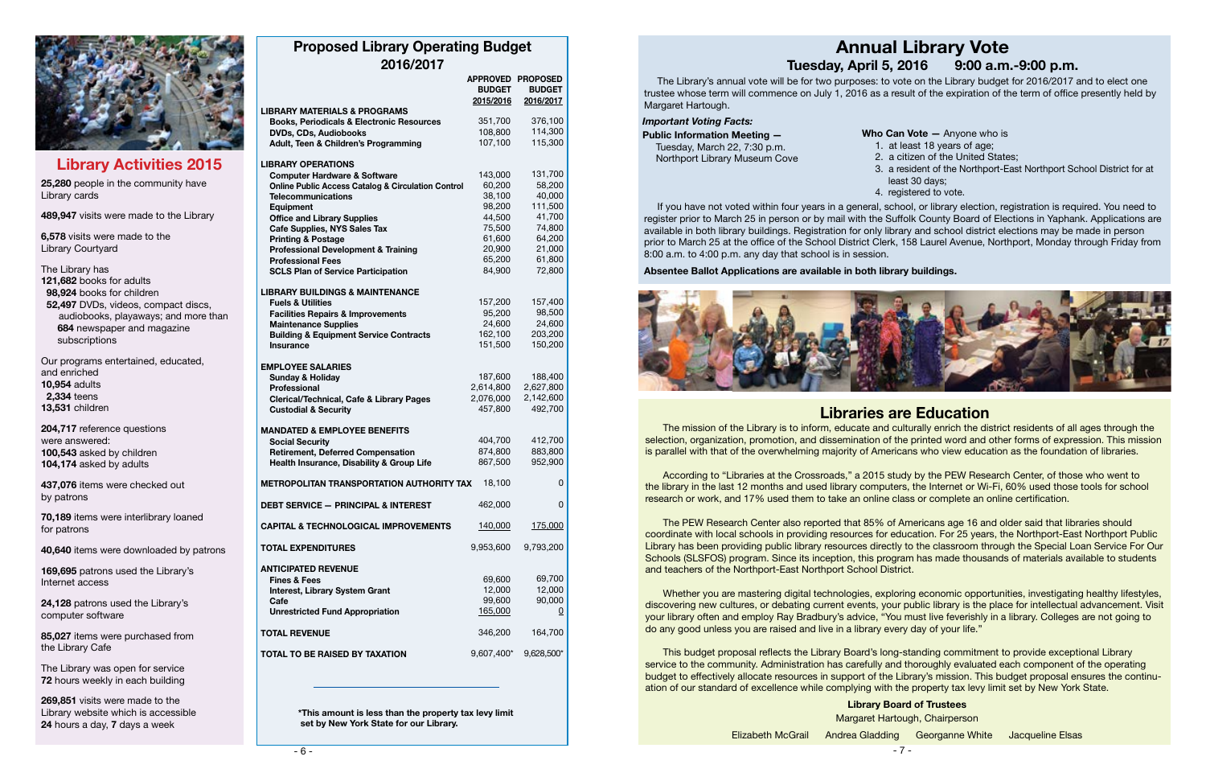## Library Activities 2015

**25,280** people in the community have Library cards

**489,947** visits were made to the Library

**6,578** visits were made to the Library Courtyard

The Library has
**121,682** books for adults
**98,924** books for children
**52,497** DVDs, videos, compact discs, audiobooks, playaways; and more than **684** newspaper and magazine subscriptions

Our programs entertained, educated, and enriched
**10,954** adults
**2,334** teens
**13,531** children

**204,717** reference questions were answered:
**100,543** asked by children
**104,174** asked by adults

**437,076** items were checked out by patrons

**70,189** items were interlibrary loaned for patrons

**40,640** items were downloaded by patrons

**169,695** patrons used the Library's Internet access

**24,128** patrons used the Library's computer software

**85,027** items were purchased from the Library Cafe

The Library was open for service **72** hours weekly in each building

**269,851** visits were made to the Library website which is accessible **24** hours a day, **7** days a week

## Proposed Library Operating Budget 2016/2017

| | APPROVED BUDGET 2015/2016 | PROPOSED BUDGET 2016/2017 |
|---|---|---|
| **LIBRARY MATERIALS & PROGRAMS** | | |
| Books, Periodicals & Electronic Resources | 351,700 | 376,100 |
| DVDs, CDs, Audiobooks | 108,800 | 114,300 |
| Adult, Teen & Children's Programming | 107,100 | 115,300 |
| **LIBRARY OPERATIONS** | | |
| Computer Hardware & Software | 143,000 | 131,700 |
| Online Public Access Catalog & Circulation Control | 60,200 | 58,200 |
| Telecommunications | 38,100 | 40,000 |
| Equipment | 98,200 | 111,500 |
| Office and Library Supplies | 44,500 | 41,700 |
| Cafe Supplies, NYS Sales Tax | 75,500 | 74,800 |
| Printing & Postage | 61,600 | 64,200 |
| Professional Development & Training | 20,900 | 21,000 |
| Professional Fees | 65,200 | 61,800 |
| SCLS Plan of Service Participation | 84,900 | 72,800 |
| **LIBRARY BUILDINGS & MAINTENANCE** | | |
| Fuels & Utilities | 157,200 | 157,400 |
| Facilities Repairs & Improvements | 95,200 | 98,500 |
| Maintenance Supplies | 24,600 | 24,600 |
| Building & Equipment Service Contracts | 162,100 | 203,200 |
| Insurance | 151,500 | 150,200 |
| **EMPLOYEE SALARIES** | | |
| Sunday & Holiday | 187,600 | 188,400 |
| Professional | 2,614,800 | 2,627,800 |
| Clerical/Technical, Cafe & Library Pages | 2,076,000 | 2,142,600 |
| Custodial & Security | 457,800 | 492,700 |
| **MANDATED & EMPLOYEE BENEFITS** | | |
| Social Security | 404,700 | 412,700 |
| Retirement, Deferred Compensation | 874,800 | 883,800 |
| Health Insurance, Disability & Group Life | 867,500 | 952,900 |
| **METROPOLITAN TRANSPORTATION AUTHORITY TAX** | 18,100 | 0 |
| **DEBT SERVICE — PRINCIPAL & INTEREST** | 462,000 | 0 |
| **CAPITAL & TECHNOLOGICAL IMPROVEMENTS** | 140,000 | 175,000 |
| **TOTAL EXPENDITURES** | 9,953,600 | 9,793,200 |
| **ANTICIPATED REVENUE** | | |
| Fines & Fees | 69,600 | 69,700 |
| Interest, Library System Grant | 12,000 | 12,000 |
| Cafe | 99,600 | 90,000 |
| Unrestricted Fund Appropriation | 165,000 | 0 |
| **TOTAL REVENUE** | 346,200 | 164,700 |
| **TOTAL TO BE RAISED BY TAXATION** | 9,607,400* | 9,628,500* |

**\*This amount is less than the property tax levy limit set by New York State for our Library.**

# Annual Library Vote

## Tuesday, April 5, 2016 9:00 a.m.-9:00 p.m.

The Library's annual vote will be for two purposes: to vote on the Library budget for 2016/2017 and to elect one trustee whose term will commence on July 1, 2016 as a result of the expiration of the term of office presently held by Margaret Hartough.

***Important Voting Facts:***

**Public Information Meeting —**
Tuesday, March 22, 7:30 p.m.
Northport Library Museum Cove

**Who Can Vote —** Anyone who is

1. at least 18 years of age;
2. a citizen of the United States;
3. a resident of the Northport-East Northport School District for at least 30 days;
4. registered to vote.

If you have not voted within four years in a general, school, or library election, registration is required. You need to register prior to March 25 in person or by mail with the Suffolk County Board of Elections in Yaphank. Applications are available in both library buildings. Registration for only library and school district elections may be made in person prior to March 25 at the office of the School District Clerk, 158 Laurel Avenue, Northport, Monday through Friday from 8:00 a.m. to 4:00 p.m. any day that school is in session.

**Absentee Ballot Applications are available in both library buildings.**

## Libraries are Education

The mission of the Library is to inform, educate and culturally enrich the district residents of all ages through the selection, organization, promotion, and dissemination of the printed word and other forms of expression. This mission is parallel with that of the overwhelming majority of Americans who view education as the foundation of libraries.

According to "Libraries at the Crossroads," a 2015 study by the PEW Research Center, of those who went to the library in the last 12 months and used library computers, the Internet or Wi-Fi, 60% used those tools for school research or work, and 17% used them to take an online class or complete an online certification.

The PEW Research Center also reported that 85% of Americans age 16 and older said that libraries should coordinate with local schools in providing resources for education. For 25 years, the Northport-East Northport Public Library has been providing public library resources directly to the classroom through the Special Loan Service For Our Schools (SLSFOS) program. Since its inception, this program has made thousands of materials available to students and teachers of the Northport-East Northport School District.

Whether you are mastering digital technologies, exploring economic opportunities, investigating healthy lifestyles, discovering new cultures, or debating current events, your public library is the place for intellectual advancement. Visit your library often and employ Ray Bradbury's advice, "You must live feverishly in a library. Colleges are not going to do any good unless you are raised and live in a library every day of your life."

This budget proposal reflects the Library Board's long-standing commitment to provide exceptional Library service to the community. Administration has carefully and thoroughly evaluated each component of the operating budget to effectively allocate resources in support of the Library's mission. This budget proposal ensures the continuation of our standard of excellence while complying with the property tax levy limit set by New York State.

**Library Board of Trustees**
Margaret Hartough, Chairperson
Elizabeth McGrail Andrea Gladding Georganne White Jacqueline Elsas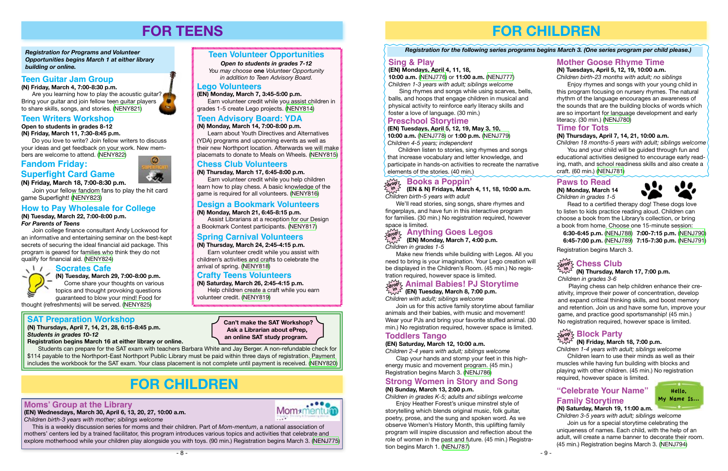# FOR TEENS

*Registration for Programs and Volunteer Opportunities begins March 1 at either library building or online.*

## Teen Guitar Jam Group

**(N) Friday, March 4, 7:00-8:30 p.m.**

Are you learning how to play the acoustic guitar? Bring your guitar and join fellow teen guitar players to share skills, songs, and stories. (NENY821)

## Teen Writers Workshop

**Open to students in grades 8-12**
**(N) Friday, March 11, 7:30-8:45 p.m.**

Do you love to write? Join fellow writers to discuss your ideas and get feedback on your work. New members are welcome to attend. (NENY822)

## Fandom Friday: Superfight Card Game

**(N) Friday, March 18, 7:00-8:30 p.m.**

Join your fellow fandom fans to play the hit card game Superfight! (NENY823)

## How to Pay Wholesale for College

**(N) Tuesday, March 22, 7:00-8:00 p.m.**
***For Parents of Teens***

Join college finance consultant Andy Lockwood for an informative and entertaining seminar on the best-kept secrets of securing the ideal financial aid package. This program is geared for families who think they do not qualify for financial aid. (NENY824)

## Socrates Cafe

**(N) Tuesday, March 29, 7:00-8:00 p.m.**

Come share your thoughts on various topics and thought provoking questions guaranteed to blow your mind! Food for thought (refreshments) will be served. (NENY825)

## Teen Volunteer Opportunities

***Open to students in grades 7-12***
*You may choose **one** Volunteer Opportunity in addition to Teen Advisory Board.*

### Lego Volunteers

**(EN) Monday, March 7, 3:45-5:00 p.m.**

Earn volunteer credit while you assist children in grades 1-5 create Lego projects. (NENY814)

### Teen Advisory Board: YDA

**(N) Monday, March 14, 7:00-8:00 p.m.**

Learn about Youth Directives and Alternatives (YDA) programs and upcoming events as well as their new Northport location. Afterwards we will make placemats to donate to Meals on Wheels. (NENY815)

### Chess Club Volunteers

**(N) Thursday, March 17, 6:45-8:00 p.m.**

Earn volunteer credit while you help children learn how to play chess. A basic knowledge of the game is required for all volunteers. (NENY816)

### Design a Bookmark Volunteers

**(N) Monday, March 21, 6:45-8:15 p.m.**

Assist Librarians at a reception for our Design a Bookmark Contest participants. (NENY817)

### Spring Carnival Volunteers

**(N) Thursday, March 24, 2:45-4:15 p.m.**

Earn volunteer credit while you assist with children's activities and crafts to celebrate the arrival of spring. (NENY818)

### Crafty Teens Volunteers

**(N) Saturday, March 26, 2:45-4:15 p.m.**

Help children create a craft while you earn volunteer credit. (NENY819)

## SAT Preparation Workshop

**(N) Thursdays, April 7, 14, 21, 28, 6:15-8:45 p.m.**
***Students in grades 10-12***
**Registration begins March 16 at either library or online.**

Students can prepare for the SAT exam with teachers Barbara White and Jay Berger. A non-refundable check for $114 payable to the Northport-East Northport Public Library must be paid within three days of registration. Payment includes the workbook for the SAT exam. Your class placement is not complete until payment is received. (NENY820)

**Can't make the SAT Workshop? Ask a Librarian about ePrep, an online SAT study program.**

# FOR CHILDREN

## Moms' Group at the Library

**(EN) Wednesdays, March 30, April 6, 13, 20, 27, 10:00 a.m.**
*Children birth-3 years with mother; siblings welcome*

This is a weekly discussion series for moms and their children. Part of *Mom-mentum*, a national association of mothers' centers led by a trained facilitator, this program introduces various topics and activities that celebrate and explore motherhood while your children play alongside you with toys. (90 min.) Registration begins March 3. (NENJ775)

# FOR CHILDREN

*Registration for the following series programs begins March 3. (One series program per child please.)*

## Sing & Play

**(EN) Mondays, April 4, 11, 18, 10:00 a.m.** (NENJ776) or **11:00 a.m.** (NENJ777)
*Children 1-3 years with adult; siblings welcome*

Sing rhymes and songs while using scarves, bells, balls, and hoops that engage children in musical and physical activity to reinforce early literacy skills and foster a love of language. (30 min.)

## Preschool Storytime

**(EN) Tuesdays, April 5, 12, 19, May 3, 10, 10:00 a.m.** (NENJ778) or **1:00 p.m.** (NENJ779)
*Children 4-5 years; independent*

Children listen to stories, sing rhymes and songs that increase vocabulary and letter knowledge, and participate in hands-on activities to recreate the narrative elements of the stories. (40 min.)

## Mother Goose Rhyme Time

**(N) Tuesdays, April 5, 12, 19, 10:00 a.m.**
*Children birth-23 months with adult; no siblings*

Enjoy rhymes and songs with your young child in this program focusing on nursery rhymes. The natural rhythm of the language encourages an awareness of the sounds that are the building blocks of words which are so important for language development and early literacy. (30 min.) (NENJ780)

## Time for Tots

**(N) Thursdays, April 7, 14, 21, 10:00 a.m.**
*Children 18 months-5 years with adult; siblings welcome*

You and your child will be guided through fun and educational activities designed to encourage early reading, math, and school readiness skills and also create a craft. (60 min.) (NENJ781)

## Books a Poppin' (drop in)

**(EN & N) Fridays, March 4, 11, 18, 10:00 a.m.**
*Children birth-5 years with adult*

We'll read stories, sing songs, share rhymes and fingerplays, and have fun in this interactive program for families. (30 min.) No registration required, however space is limited.

## Anything Goes Legos (drop in)

**(EN) Monday, March 7, 4:00 p.m.**
*Children in grades 1-5*

Make new friends while building with Legos. All you need to bring is your imagination. Your Lego creation will be displayed in the Children's Room. (45 min.) No registration required, however space is limited.

## Animal Babies! PJ Storytime (drop in)

**(EN) Tuesday, March 8, 7:00 p.m.**
*Children with adult; siblings welcome*

Join us for this active family storytime about familiar animals and their babies, with music and movement! Wear your PJs and bring your favorite stuffed animal. (30 min.) No registration required, however space is limited.

## Toddlers Tango

**(EN) Saturday, March 12, 10:00 a.m.**
*Children 2-4 years with adult; siblings welcome*

Clap your hands and stomp your feet in this high-energy music and movement program. (45 min.) Registration begins March 3. (NENJ786)

## Strong Women in Story and Song

**(N) Sunday, March 13, 2:00 p.m.**
*Children in grades K-5; adults and siblings welcome*

Enjoy Heather Forest's unique minstrel style of storytelling which blends original music, folk guitar, poetry, prose, and the sung and spoken word. As we observe Women's History Month, this uplifting family program will inspire discussion and reflection about the role of women in the past and future. (45 min.) Registration begins March 1. (NENJ787)

## Paws to Read

**(N) Monday, March 14**
*Children in grades 1-5*

Read to a certified therapy dog! These dogs love to listen to kids practice reading aloud. Children can choose a book from the Library's collection, or bring a book from home. Choose one 15-minute session:

**6:30-6:45 p.m.** (NENJ788) **7:00-7:15 p.m.** (NENJ790)
**6:45-7:00 p.m.** (NENJ789) **7:15-7:30 p.m.** (NENJ791)

Registration begins March 3.

## Chess Club (drop in)

**(N) Thursday, March 17, 7:00 p.m.**
*Children in grades 3-6*

Playing chess can help children enhance their creativity, improve their power of concentration, develop and expand critical thinking skills, and boost memory and retention. Join us and have some fun, improve your game, and practice good sportsmanship! (45 min.) No registration required, however space is limited.

## Block Party (drop in)

**(N) Friday, March 18, 7:00 p.m.**
*Children 1-4 years with adult; siblings welcome*

Children learn to use their minds as well as their muscles while having fun building with blocks and playing with other children. (45 min.) No registration required, however space is limited.

## "Celebrate Your Name" Family Storytime

**(N) Saturday, March 19, 11:00 a.m.**
*Children 3-5 years with adult; siblings welcome*

Join us for a special storytime celebrating the uniqueness of names. Each child, with the help of an adult, will create a name banner to decorate their room. (45 min.) Registration begins March 3. (NENJ794)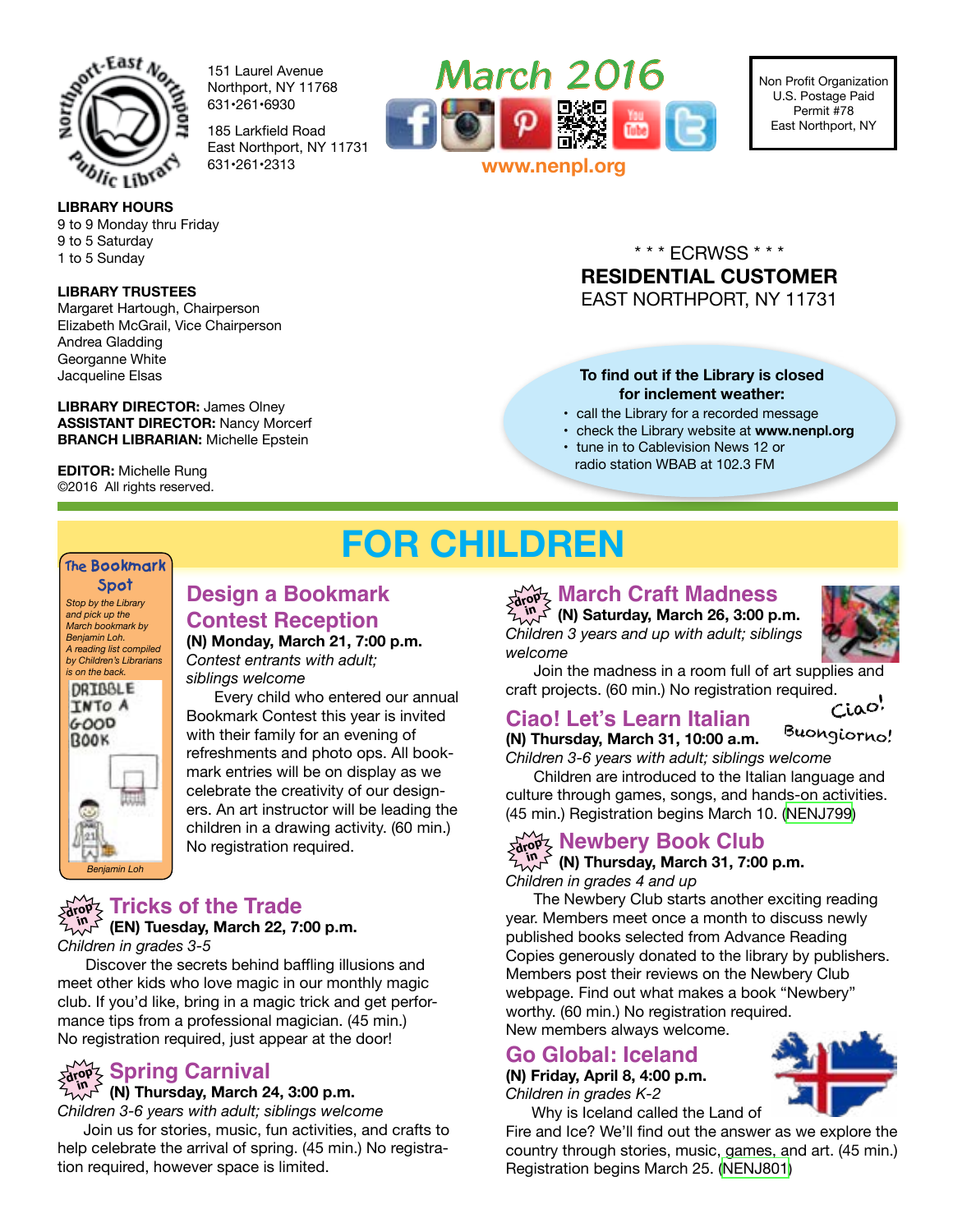151 Laurel Avenue
Northport, NY 11768
631•261•6930

185 Larkfield Road
East Northport, NY 11731
631•261•2313

# March 2016

www.nenpl.org

Non Profit Organization
U.S. Postage Paid
Permit #78
East Northport, NY

**LIBRARY HOURS**
9 to 9 Monday thru Friday
9 to 5 Saturday
1 to 5 Sunday

**LIBRARY TRUSTEES**
Margaret Hartough, Chairperson
Elizabeth McGrail, Vice Chairperson
Andrea Gladding
Georganne White
Jacqueline Elsas

**LIBRARY DIRECTOR:** James Olney
**ASSISTANT DIRECTOR:** Nancy Morcerf
**BRANCH LIBRARIAN:** Michelle Epstein

**EDITOR:** Michelle Rung
©2016 All rights reserved.

\* \* \* ECRWSS \* \* \*
**RESIDENTIAL CUSTOMER**
EAST NORTHPORT, NY 11731

**To find out if the Library is closed for inclement weather:**

- call the Library for a recorded message
- check the Library website at **www.nenpl.org**
- tune in to Cablevision News 12 or radio station WBAB at 102.3 FM

# FOR CHILDREN

## The Bookmark Spot

*Stop by the Library and pick up the March bookmark by Benjamin Loh. A reading list compiled by Children's Librarians is on the back.*

DRIBBLE INTO A GOOD BOOK

*Benjamin Loh*

## Design a Bookmark Contest Reception

**(N) Monday, March 21, 7:00 p.m.**
*Contest entrants with adult; siblings welcome*

Every child who entered our annual Bookmark Contest this year is invited with their family for an evening of refreshments and photo ops. All bookmark entries will be on display as we celebrate the creativity of our designers. An art instructor will be leading the children in a drawing activity. (60 min.) No registration required.

## Tricks of the Trade

drop in

**(EN) Tuesday, March 22, 7:00 p.m.**
*Children in grades 3-5*

Discover the secrets behind baffling illusions and meet other kids who love magic in our monthly magic club. If you'd like, bring in a magic trick and get performance tips from a professional magician. (45 min.) No registration required, just appear at the door!

## Spring Carnival

drop in

**(N) Thursday, March 24, 3:00 p.m.**
*Children 3-6 years with adult; siblings welcome*

Join us for stories, music, fun activities, and crafts to help celebrate the arrival of spring. (45 min.) No registration required, however space is limited.

## March Craft Madness

drop in

**(N) Saturday, March 26, 3:00 p.m.**
*Children 3 years and up with adult; siblings welcome*

Join the madness in a room full of art supplies and craft projects. (60 min.) No registration required.

## Ciao! Let's Learn Italian

Ciao! Buongiorno!

**(N) Thursday, March 31, 10:00 a.m.**
*Children 3-6 years with adult; siblings welcome*

Children are introduced to the Italian language and culture through games, songs, and hands-on activities. (45 min.) Registration begins March 10. (NENJ799)

## Newbery Book Club

drop in

**(N) Thursday, March 31, 7:00 p.m.**
*Children in grades 4 and up*

The Newbery Club starts another exciting reading year. Members meet once a month to discuss newly published books selected from Advance Reading Copies generously donated to the library by publishers. Members post their reviews on the Newbery Club webpage. Find out what makes a book "Newbery" worthy. (60 min.) No registration required. New members always welcome.

## Go Global: Iceland

**(N) Friday, April 8, 4:00 p.m.**
*Children in grades K-2*

Why is Iceland called the Land of Fire and Ice? We'll find out the answer as we explore the country through stories, music, games, and art. (45 min.) Registration begins March 25. (NENJ801)